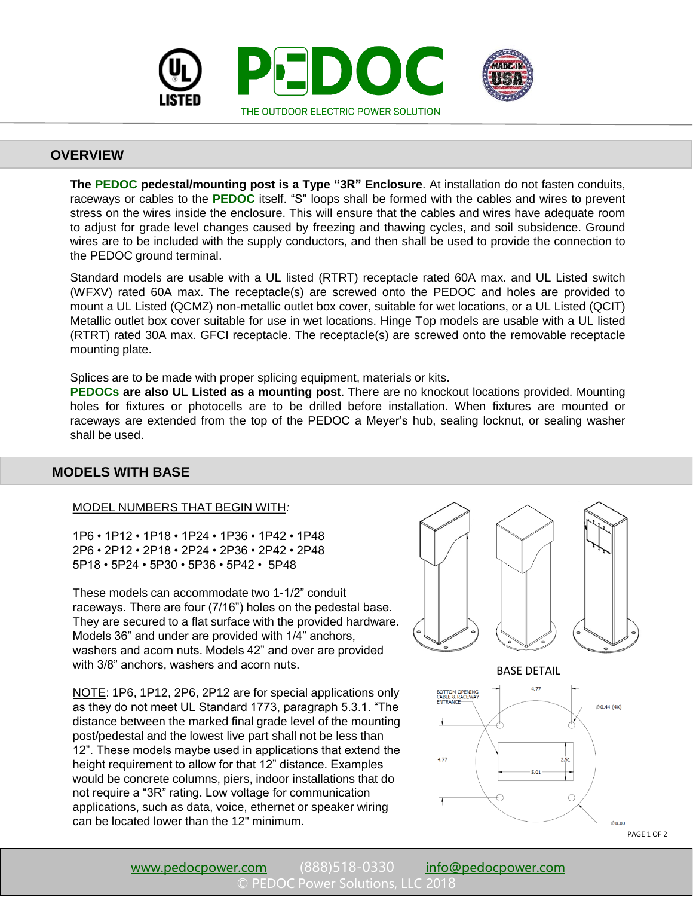THE OUTDOOR ELECTRIC POWER SOLUTION

## OVERVIEW

**The PEDOC pedestal/mounting post is a Type "3R" Enclosure**. At installation do not fasten conduits, raceways or cables to the **PEDOC** itself. "S" loops shall be formed with the cables and wires to prevent stress on the wires inside the enclosure. This will ensure that the cables and wires have adequate room to adjust for grade level changes caused by freezing and thawing cycles, and soil subsidence. Ground wires are to be included with the supply conductors, and then shall be used to provide the connection to the PEDOC ground terminal.

Standard models are usable with a UL listed (RTRT) receptacle rated 60A max. and UL Listed switch (WFXV) rated 60A max. The receptacle(s) are screwed onto the PEDOC and holes are provided to mount a UL Listed (QCMZ) non-metallic outlet box cover, suitable for wet locations, or a UL Listed (QCIT) Metallic outlet box cover suitable for use in wet locations. Hinge Top models are usable with a UL listed (RTRT) rated 30A max. GFCI receptacle. The receptacle(s) are screwed onto the removable receptacle mounting plate.

Splices are to be made with proper splicing equipment, materials or kits.
**PEDOCs are also UL Listed as a mounting post**. There are no knockout locations provided. Mounting holes for fixtures or photocells are to be drilled before installation. When fixtures are mounted or raceways are extended from the top of the PEDOC a Meyer's hub, sealing locknut, or sealing washer shall be used.

## MODELS WITH BASE

MODEL NUMBERS THAT BEGIN WITH*:*

1P6 • 1P12 • 1P18 • 1P24 • 1P36 • 1P42 • 1P48
2P6 • 2P12 • 2P18 • 2P24 • 2P36 • 2P42 • 2P48
5P18 • 5P24 • 5P30 • 5P36 • 5P42 • 5P48

These models can accommodate two 1-1/2" conduit raceways. There are four (7/16") holes on the pedestal base. They are secured to a flat surface with the provided hardware. Models 36" and under are provided with 1/4" anchors, washers and acorn nuts. Models 42" and over are provided with 3/8" anchors, washers and acorn nuts.

NOTE: 1P6, 1P12, 2P6, 2P12 are for special applications only as they do not meet UL Standard 1773, paragraph 5.3.1. "The distance between the marked final grade level of the mounting post/pedestal and the lowest live part shall not be less than 12". These models maybe used in applications that extend the height requirement to allow for that 12" distance. Examples would be concrete columns, piers, indoor installations that do not require a "3R" rating. Low voltage for communication applications, such as data, voice, ethernet or speaker wiring can be located lower than the 12" minimum.

BASE DETAIL

BOTTOM OPENING CABLE & RACEWAY ENTRANCE — 4.77 — ∅0.44 (4X) — 4.77 — 2.51 — 5.01 — ∅8.00

www.pedocpower.com (888)518-0330 info@pedocpower.com
© PEDOC Power Solutions, LLC 2018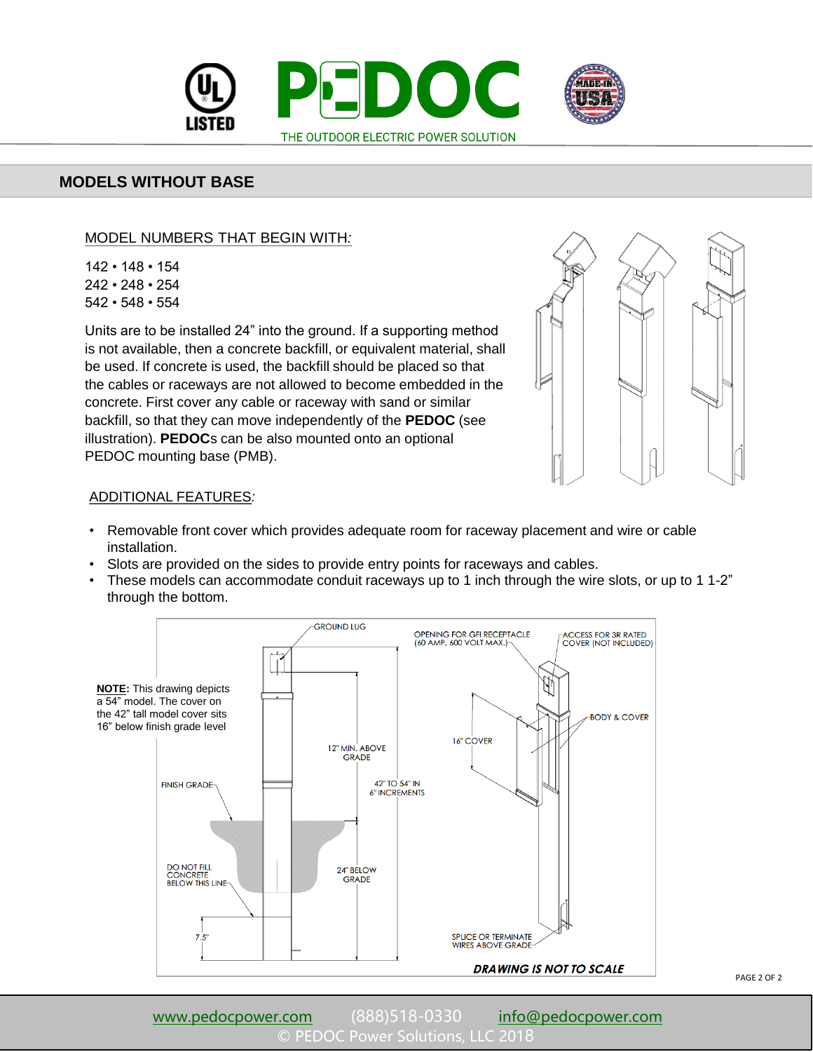## MODELS WITHOUT BASE

MODEL NUMBERS THAT BEGIN WITH:

142 • 148 • 154
242 • 248 • 254
542 • 548 • 554

Units are to be installed 24" into the ground. If a supporting method is not available, then a concrete backfill, or equivalent material, shall be used. If concrete is used, the backfill should be placed so that the cables or raceways are not allowed to become embedded in the concrete. First cover any cable or raceway with sand or similar backfill, so that they can move independently of the **PEDOC** (see illustration). **PEDOC**s can be also mounted onto an optional PEDOC mounting base (PMB).

ADDITIONAL FEATURES:

- Removable front cover which provides adequate room for raceway placement and wire or cable installation.
- Slots are provided on the sides to provide entry points for raceways and cables.
- These models can accommodate conduit raceways up to 1 inch through the wire slots, or up to 1 1-2" through the bottom.

GROUND LUG

OPENING FOR GFI RECEPTACLE (60 AMP, 600 VOLT MAX.)

ACCESS FOR 3R RATED COVER (NOT INCLUDED)

**NOTE:** This drawing depicts a 54" model. The cover on the 42" tall model cover sits 16" below finish grade level

BODY & COVER

16" COVER

12" MIN. ABOVE GRADE

FINISH GRADE

42" TO 54" IN 6" INCREMENTS

DO NOT FILL CONCRETE BELOW THIS LINE

24" BELOW GRADE

7.5"

SPLICE OR TERMINATE WIRES ABOVE GRADE

***DRAWING IS NOT TO SCALE***

www.pedocpower.com (888)518-0330 info@pedocpower.com
© PEDOC Power Solutions, LLC 2018